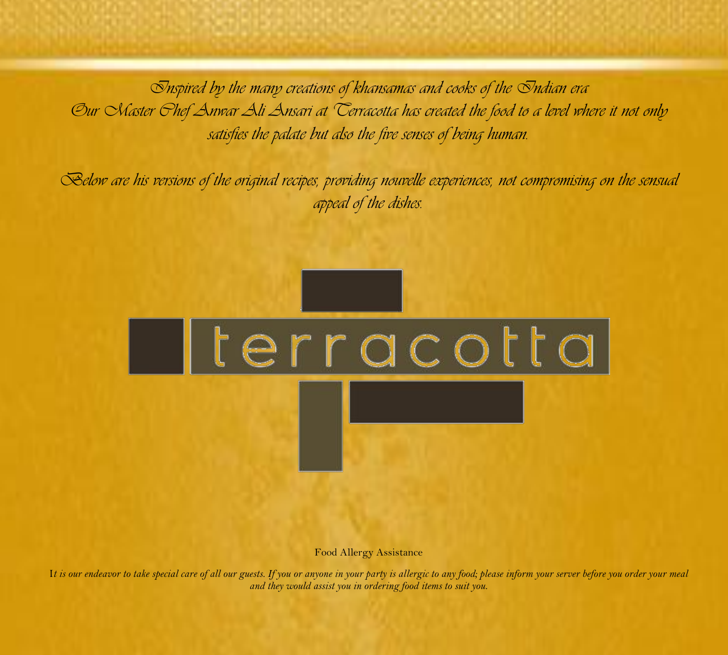*Inspired by the many creations of khansamas and cooks of the Indian era*
*Our Master Chef Anwar Ali Ansari at Terracotta has created the food to a level where it not only satisfies the palate but also the five senses of being human.*

*Below are his versions of the original recipes, providing nouvelle experiences, not compromising on the sensual appeal of the dishes.*

# terracotta

Food Allergy Assistance

*It is our endeavor to take special care of all our guests. If you or anyone in your party is allergic to any food; please inform your server before you order your meal and they would assist you in ordering food items to suit you.*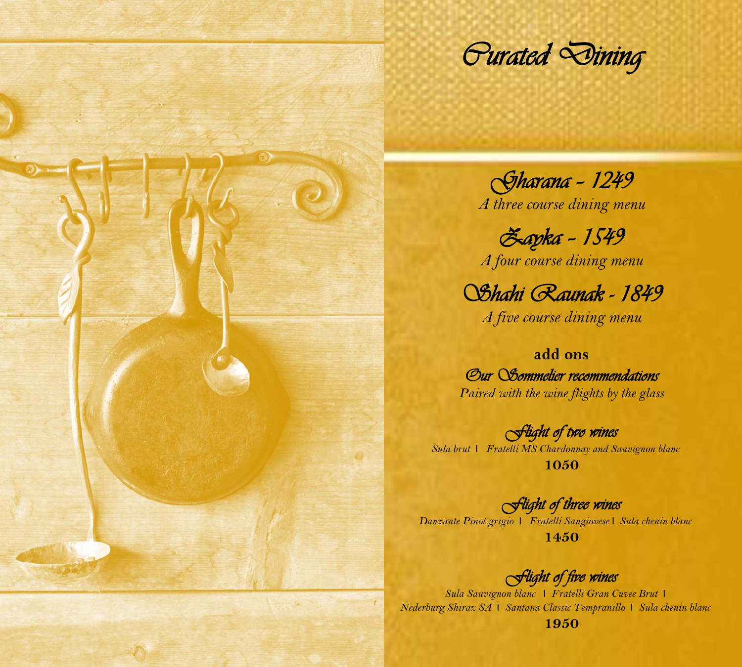# Curated Dining

## Gharana - 1249

*A three course dining menu*

## Zayka - 1549

*A four course dining menu*

## Shahi Raunak - 1849

*A five course dining menu*

**add ons**

### Our Sommelier recommendations

*Paired with the wine flights by the glass*

### Flight of two wines

*Sula brut | Fratelli MS Chardonnay and Sauvignon blanc*

**1050**

### Flight of three wines

*Danzante Pinot grigio | Fratelli Sangiovese | Sula chenin blanc*

**1450**

### Flight of five wines

*Sula Sauvignon blanc | Fratelli Gran Cuvee Brut | Nederburg Shiraz SA | Santana Classic Tempranillo | Sula chenin blanc*

**1950**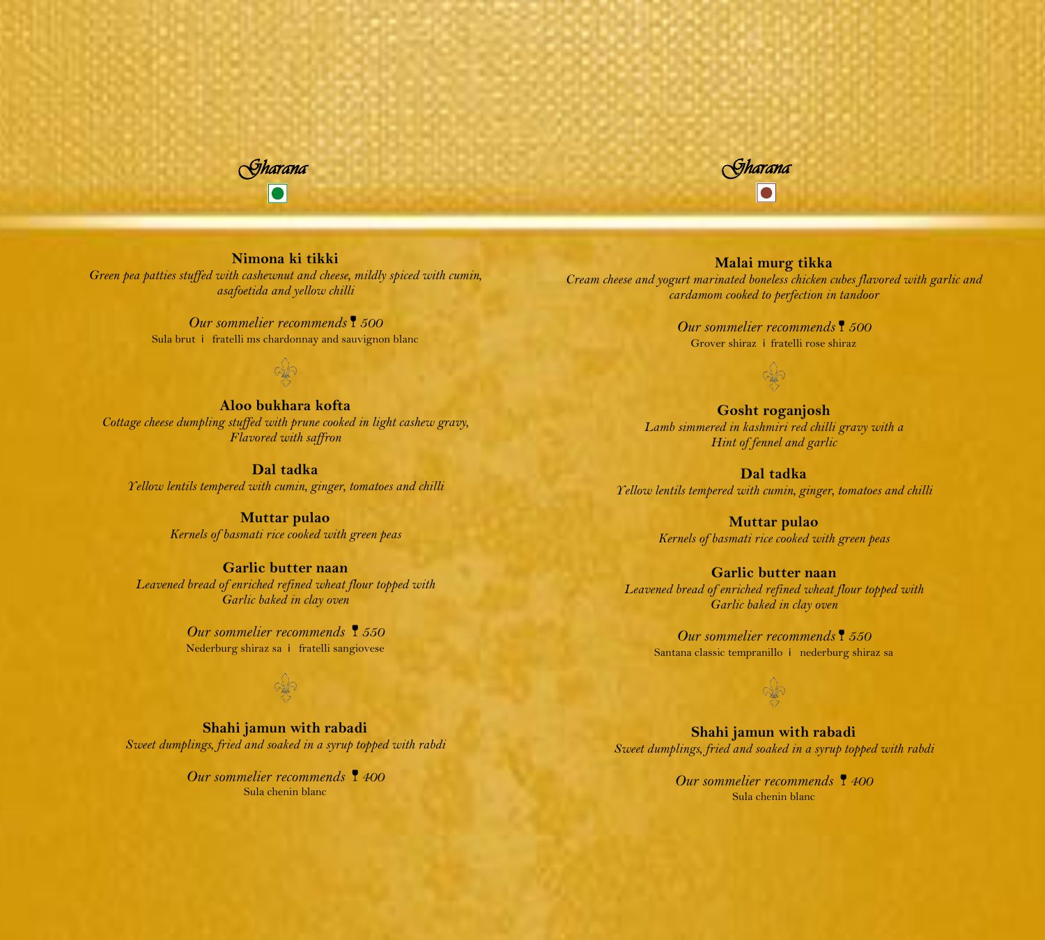# *Gharana*

**Nimona ki tikki**
*Green pea patties stuffed with cashewnut and cheese, mildly spiced with cumin, asafoetida and yellow chilli*

*Our sommelier recommends* 🍷 *500*
Sula brut i fratelli ms chardonnay and sauvignon blanc

**Aloo bukhara kofta**
*Cottage cheese dumpling stuffed with prune cooked in light cashew gravy, Flavored with saffron*

**Dal tadka**
*Yellow lentils tempered with cumin, ginger, tomatoes and chilli*

**Muttar pulao**
*Kernels of basmati rice cooked with green peas*

**Garlic butter naan**
*Leavened bread of enriched refined wheat flour topped with Garlic baked in clay oven*

*Our sommelier recommends* 🍷 *550*
Nederburg shiraz sa i fratelli sangiovese

**Shahi jamun with rabadi**
*Sweet dumplings, fried and soaked in a syrup topped with rabdi*

*Our sommelier recommends* 🍷 *400*
Sula chenin blanc

# *Gharana*

**Malai murg tikka**
*Cream cheese and yogurt marinated boneless chicken cubes flavored with garlic and cardamom cooked to perfection in tandoor*

*Our sommelier recommends* 🍷 *500*
Grover shiraz i fratelli rose shiraz

**Gosht roganjosh**
*Lamb simmered in kashmiri red chilli gravy with a Hint of fennel and garlic*

**Dal tadka**
*Yellow lentils tempered with cumin, ginger, tomatoes and chilli*

**Muttar pulao**
*Kernels of basmati rice cooked with green peas*

**Garlic butter naan**
*Leavened bread of enriched refined wheat flour topped with Garlic baked in clay oven*

*Our sommelier recommends* 🍷 *550*
Santana classic tempranillo i nederburg shiraz sa

**Shahi jamun with rabadi**
*Sweet dumplings, fried and soaked in a syrup topped with rabdi*

*Our sommelier recommends* 🍷 *400*
Sula chenin blanc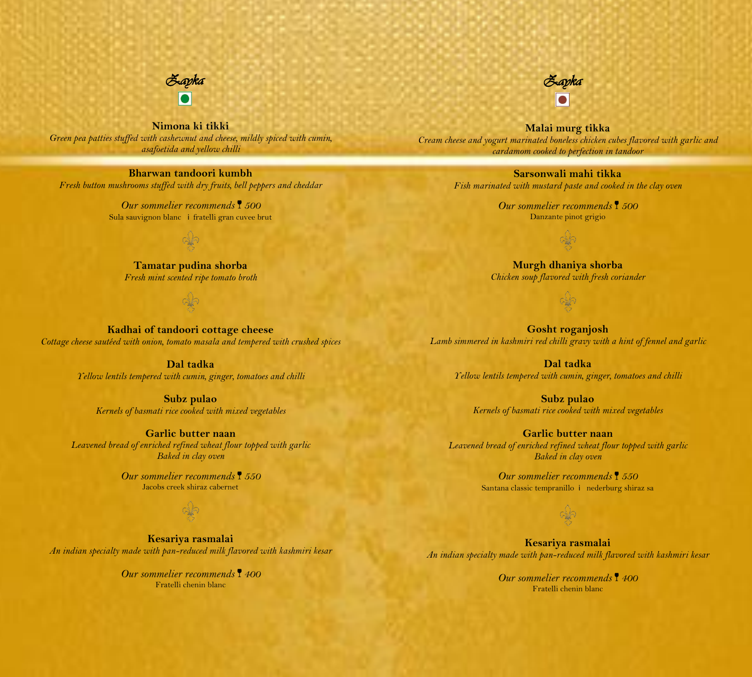# Zayka

Nimona ki tikki
*Green pea patties stuffed with cashewnut and cheese, mildly spiced with cumin, asafoetida and yellow chilli*

**Bharwan tandoori kumbh**
*Fresh button mushrooms stuffed with dry fruits, bell peppers and cheddar*

*Our sommelier recommends* 🍷 *500*
Sula sauvignon blanc ¡ fratelli gran cuvee brut

**Tamatar pudina shorba**
*Fresh mint scented ripe tomato broth*

**Kadhai of tandoori cottage cheese**
*Cottage cheese sautéed with onion, tomato masala and tempered with crushed spices*

**Dal tadka**
*Yellow lentils tempered with cumin, ginger, tomatoes and chilli*

**Subz pulao**
*Kernels of basmati rice cooked with mixed vegetables*

**Garlic butter naan**
*Leavened bread of enriched refined wheat flour topped with garlic*
*Baked in clay oven*

*Our sommelier recommends* 🍷 *550*
Jacobs creek shiraz cabernet

**Kesariya rasmalai**
*An indian specialty made with pan-reduced milk flavored with kashmiri kesar*

*Our sommelier recommends* 🍷 *400*
Fratelli chenin blanc

# Zayka

**Malai murg tikka**
*Cream cheese and yogurt marinated boneless chicken cubes flavored with garlic and cardamom cooked to perfection in tandoor*

**Sarsonwali mahi tikka**
*Fish marinated with mustard paste and cooked in the clay oven*

*Our sommelier recommends* 🍷 *500*
Danzante pinot grigio

**Murgh dhaniya shorba**
*Chicken soup flavored with fresh coriander*

**Gosht roganjosh**
*Lamb simmered in kashmiri red chilli gravy with a hint of fennel and garlic*

**Dal tadka**
*Yellow lentils tempered with cumin, ginger, tomatoes and chilli*

**Subz pulao**
*Kernels of basmati rice cooked with mixed vegetables*

**Garlic butter naan**
*Leavened bread of enriched refined wheat flour topped with garlic*
*Baked in clay oven*

*Our sommelier recommends* 🍷 *550*
Santana classic tempranillo ¡ nederburg shiraz sa

**Kesariya rasmalai**
*An indian specialty made with pan-reduced milk flavored with kashmiri kesar*

*Our sommelier recommends* 🍷 *400*
Fratelli chenin blanc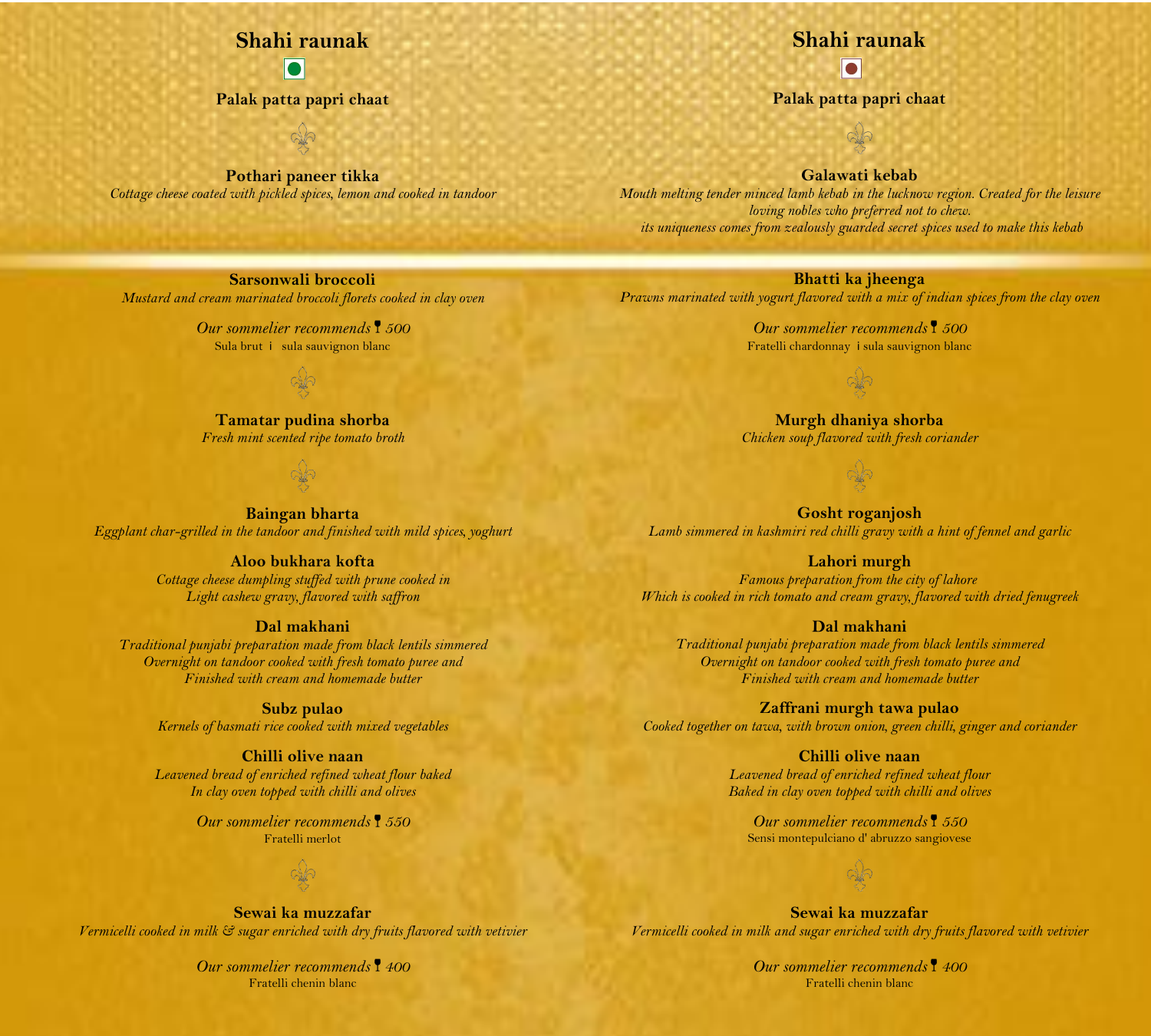## Shahi raunak

**Palak patta papri chaat**

**Pothari paneer tikka**
*Cottage cheese coated with pickled spices, lemon and cooked in tandoor*

**Sarsonwali broccoli**
*Mustard and cream marinated broccoli florets cooked in clay oven*

*Our sommelier recommends 500*
Sula brut i sula sauvignon blanc

**Tamatar pudina shorba**
*Fresh mint scented ripe tomato broth*

**Baingan bharta**
*Eggplant char-grilled in the tandoor and finished with mild spices, yoghurt*

**Aloo bukhara kofta**
*Cottage cheese dumpling stuffed with prune cooked in*
*Light cashew gravy, flavored with saffron*

**Dal makhani**
*Traditional punjabi preparation made from black lentils simmered*
*Overnight on tandoor cooked with fresh tomato puree and*
*Finished with cream and homemade butter*

**Subz pulao**
*Kernels of basmati rice cooked with mixed vegetables*

**Chilli olive naan**
*Leavened bread of enriched refined wheat flour baked*
*In clay oven topped with chilli and olives*

*Our sommelier recommends 550*
Fratelli merlot

**Sewai ka muzzafar**
*Vermicelli cooked in milk & sugar enriched with dry fruits flavored with vetivier*

*Our sommelier recommends 400*
Fratelli chenin blanc

## Shahi raunak

**Palak patta papri chaat**

**Galawati kebab**
*Mouth melting tender minced lamb kebab in the lucknow region. Created for the leisure loving nobles who preferred not to chew.*
*its uniqueness comes from zealously guarded secret spices used to make this kebab*

**Bhatti ka jheenga**
*Prawns marinated with yogurt flavored with a mix of indian spices from the clay oven*

*Our sommelier recommends 500*
Fratelli chardonnay i sula sauvignon blanc

**Murgh dhaniya shorba**
*Chicken soup flavored with fresh coriander*

**Gosht roganjosh**
*Lamb simmered in kashmiri red chilli gravy with a hint of fennel and garlic*

**Lahori murgh**
*Famous preparation from the city of lahore*
*Which is cooked in rich tomato and cream gravy, flavored with dried fenugreek*

**Dal makhani**
*Traditional punjabi preparation made from black lentils simmered*
*Overnight on tandoor cooked with fresh tomato puree and*
*Finished with cream and homemade butter*

**Zaffrani murgh tawa pulao**
*Cooked together on tawa, with brown onion, green chilli, ginger and coriander*

**Chilli olive naan**
*Leavened bread of enriched refined wheat flour*
*Baked in clay oven topped with chilli and olives*

*Our sommelier recommends 550*
Sensi montepulciano d' abruzzo sangiovese

**Sewai ka muzzafar**
*Vermicelli cooked in milk and sugar enriched with dry fruits flavored with vetivier*

*Our sommelier recommends 400*
Fratelli chenin blanc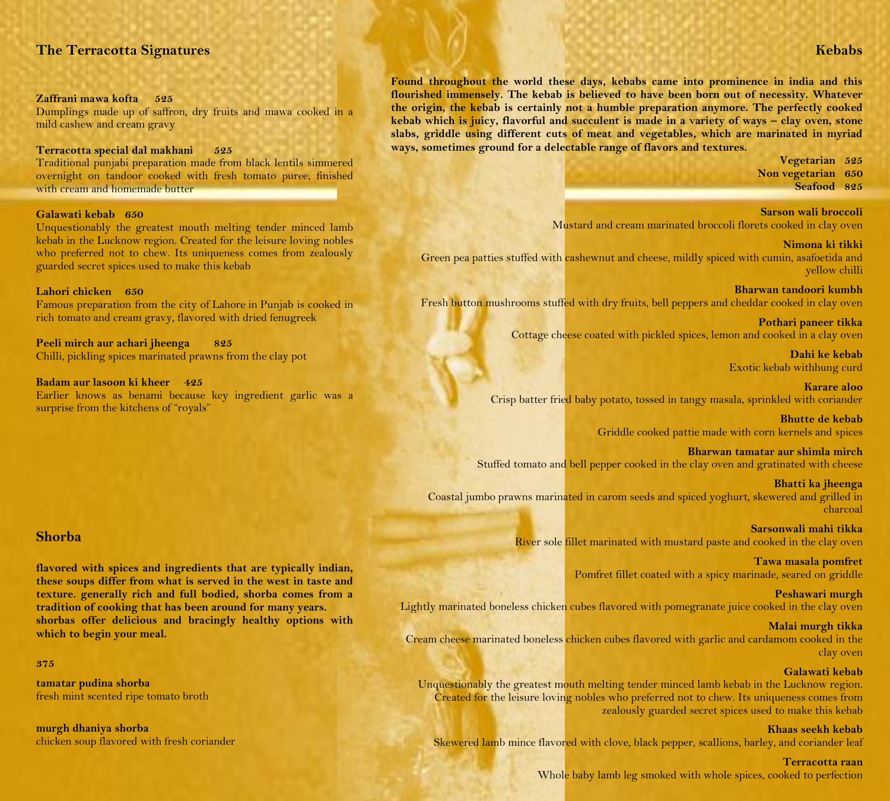## The Terracotta Signatures

**Zaffrani mawa kofta 525**
Dumplings made up of saffron, dry fruits and mawa cooked in a mild cashew and cream gravy

**Terracotta special dal makhani 525**
Traditional punjabi preparation made from black lentils simmered overnight on tandoor cooked with fresh tomato puree, finished with cream and homemade butter

**Galawati kebab 650**
Unquestionably the greatest mouth melting tender minced lamb kebab in the Lucknow region. Created for the leisure loving nobles who preferred not to chew. Its uniqueness comes from zealously guarded secret spices used to make this kebab

**Lahori chicken 650**
Famous preparation from the city of Lahore in Punjab is cooked in rich tomato and cream gravy, flavored with dried fenugreek

**Peeli mirch aur achari jheenga 825**
Chilli, pickling spices marinated prawns from the clay pot

**Badam aur lasoon ki kheer 425**
Earlier knows as benami because key ingredient garlic was a surprise from the kitchens of "royals"

## Shorba

**flavored with spices and ingredients that are typically indian, these soups differ from what is served in the west in taste and texture. generally rich and full bodied, shorba comes from a tradition of cooking that has been around for many years. shorbas offer delicious and bracingly healthy options with which to begin your meal.**

**375**

**tamatar pudina shorba**
fresh mint scented ripe tomato broth

**murgh dhaniya shorba**
chicken soup flavored with fresh coriander

## Kebabs

**Found throughout the world these days, kebabs came into prominence in india and this flourished immensely. The kebab is believed to have been born out of necessity. Whatever the origin, the kebab is certainly not a humble preparation anymore. The perfectly cooked kebab which is juicy, flavorful and succulent is made in a variety of ways – clay oven, stone slabs, griddle using different cuts of meat and vegetables, which are marinated in myriad ways, sometimes ground for a delectable range of flavors and textures.**

**Vegetarian 525**
**Non vegetarian 650**
**Seafood 825**

**Sarson wali broccoli**
Mustard and cream marinated broccoli florets cooked in clay oven

**Nimona ki tikki**
Green pea patties stuffed with cashewnut and cheese, mildly spiced with cumin, asafoetida and yellow chilli

**Bharwan tandoori kumbh**
Fresh button mushrooms stuffed with dry fruits, bell peppers and cheddar cooked in clay oven

**Pothari paneer tikka**
Cottage cheese coated with pickled spices, lemon and cooked in a clay oven

**Dahi ke kebab**
Exotic kebab withhung curd

**Karare aloo**
Crisp batter fried baby potato, tossed in tangy masala, sprinkled with coriander

**Bhutte de kebab**
Griddle cooked pattie made with corn kernels and spices

**Bharwan tamatar aur shimla mirch**
Stuffed tomato and bell pepper cooked in the clay oven and gratinated with cheese

**Bhatti ka jheenga**
Coastal jumbo prawns marinated in carom seeds and spiced yoghurt, skewered and grilled in charcoal

**Sarsonwali mahi tikka**
River sole fillet marinated with mustard paste and cooked in the clay oven

**Tawa masala pomfret**
Pomfret fillet coated with a spicy marinade, seared on griddle

**Peshawari murgh**
Lightly marinated boneless chicken cubes flavored with pomegranate juice cooked in the clay oven

**Malai murgh tikka**
Cream cheese marinated boneless chicken cubes flavored with garlic and cardamom cooked in the clay oven

**Galawati kebab**
Unquestionably the greatest mouth melting tender minced lamb kebab in the Lucknow region. Created for the leisure loving nobles who preferred not to chew. Its uniqueness comes from zealously guarded secret spices used to make this kebab

**Khaas seekh kebab**
Skewered lamb mince flavored with clove, black pepper, scallions, barley, and coriander leaf

**Terracotta raan**
Whole baby lamb leg smoked with whole spices, cooked to perfection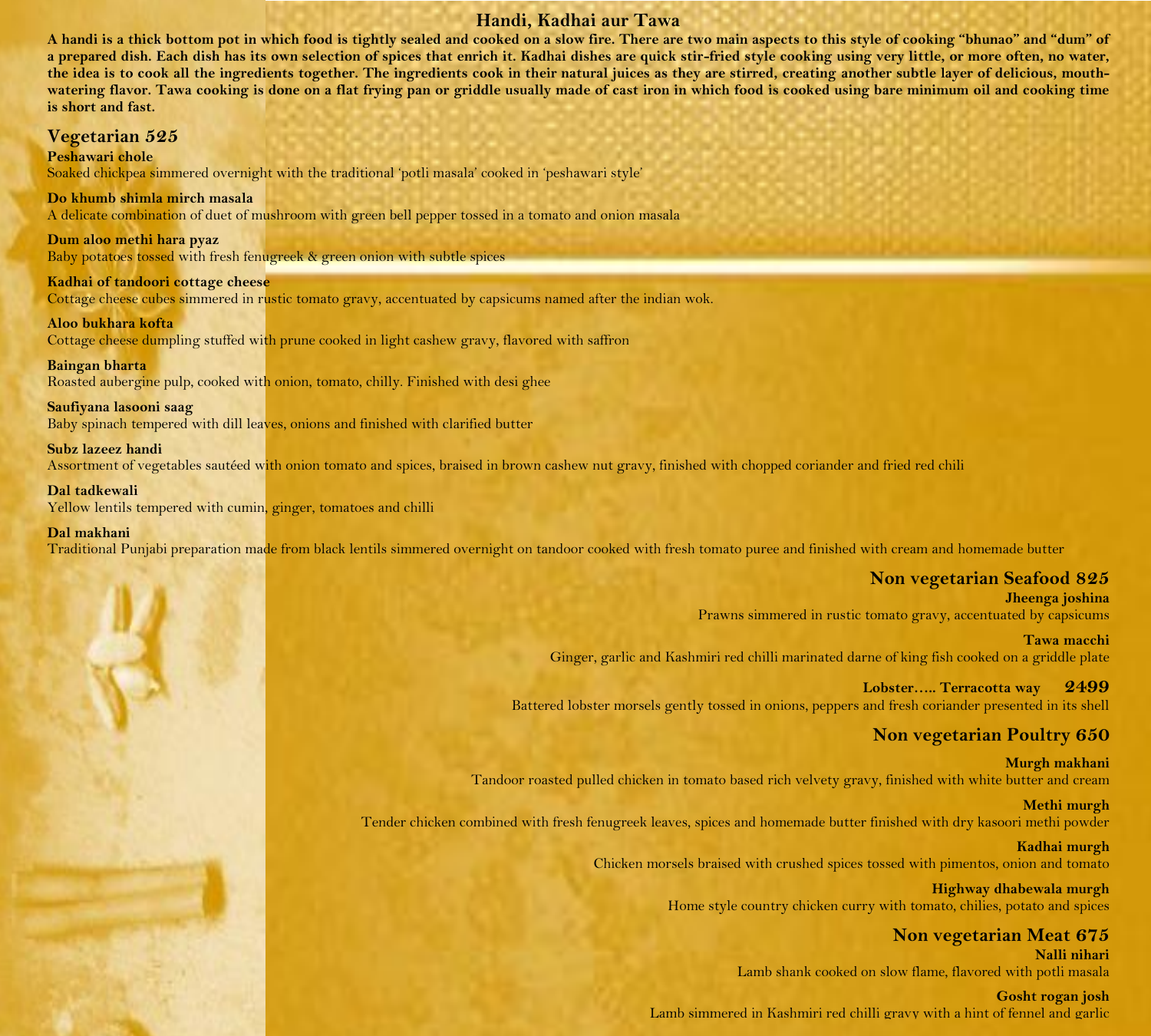# Handi, Kadhai aur Tawa

**A handi is a thick bottom pot in which food is tightly sealed and cooked on a slow fire. There are two main aspects to this style of cooking "bhunao" and "dum" of a prepared dish. Each dish has its own selection of spices that enrich it. Kadhai dishes are quick stir-fried style cooking using very little, or more often, no water, the idea is to cook all the ingredients together. The ingredients cook in their natural juices as they are stirred, creating another subtle layer of delicious, mouth-watering flavor. Tawa cooking is done on a flat frying pan or griddle usually made of cast iron in which food is cooked using bare minimum oil and cooking time is short and fast.**

## Vegetarian 525

**Peshawari chole**
Soaked chickpea simmered overnight with the traditional 'potli masala' cooked in 'peshawari style'

**Do khumb shimla mirch masala**
A delicate combination of duet of mushroom with green bell pepper tossed in a tomato and onion masala

**Dum aloo methi hara pyaz**
Baby potatoes tossed with fresh fenugreek & green onion with subtle spices

**Kadhai of tandoori cottage cheese**
Cottage cheese cubes simmered in rustic tomato gravy, accentuated by capsicums named after the indian wok.

**Aloo bukhara kofta**
Cottage cheese dumpling stuffed with prune cooked in light cashew gravy, flavored with saffron

**Baingan bharta**
Roasted aubergine pulp, cooked with onion, tomato, chilly. Finished with desi ghee

**Saufiyana lasooni saag**
Baby spinach tempered with dill leaves, onions and finished with clarified butter

**Subz lazeez handi**
Assortment of vegetables sautéed with onion tomato and spices, braised in brown cashew nut gravy, finished with chopped coriander and fried red chili

**Dal tadkewali**
Yellow lentils tempered with cumin, ginger, tomatoes and chilli

**Dal makhani**
Traditional Punjabi preparation made from black lentils simmered overnight on tandoor cooked with fresh tomato puree and finished with cream and homemade butter

## Non vegetarian Seafood 825

**Jheenga joshina**
Prawns simmered in rustic tomato gravy, accentuated by capsicums

**Tawa macchi**
Ginger, garlic and Kashmiri red chilli marinated darne of king fish cooked on a griddle plate

**Lobster….. Terracotta way 2499**
Battered lobster morsels gently tossed in onions, peppers and fresh coriander presented in its shell

## Non vegetarian Poultry 650

**Murgh makhani**
Tandoor roasted pulled chicken in tomato based rich velvety gravy, finished with white butter and cream

**Methi murgh**
Tender chicken combined with fresh fenugreek leaves, spices and homemade butter finished with dry kasoori methi powder

**Kadhai murgh**
Chicken morsels braised with crushed spices tossed with pimentos, onion and tomato

**Highway dhabewala murgh**
Home style country chicken curry with tomato, chilies, potato and spices

## Non vegetarian Meat 675

**Nalli nihari**
Lamb shank cooked on slow flame, flavored with potli masala

**Gosht rogan josh**
Lamb simmered in Kashmiri red chilli gravy with a hint of fennel and garlic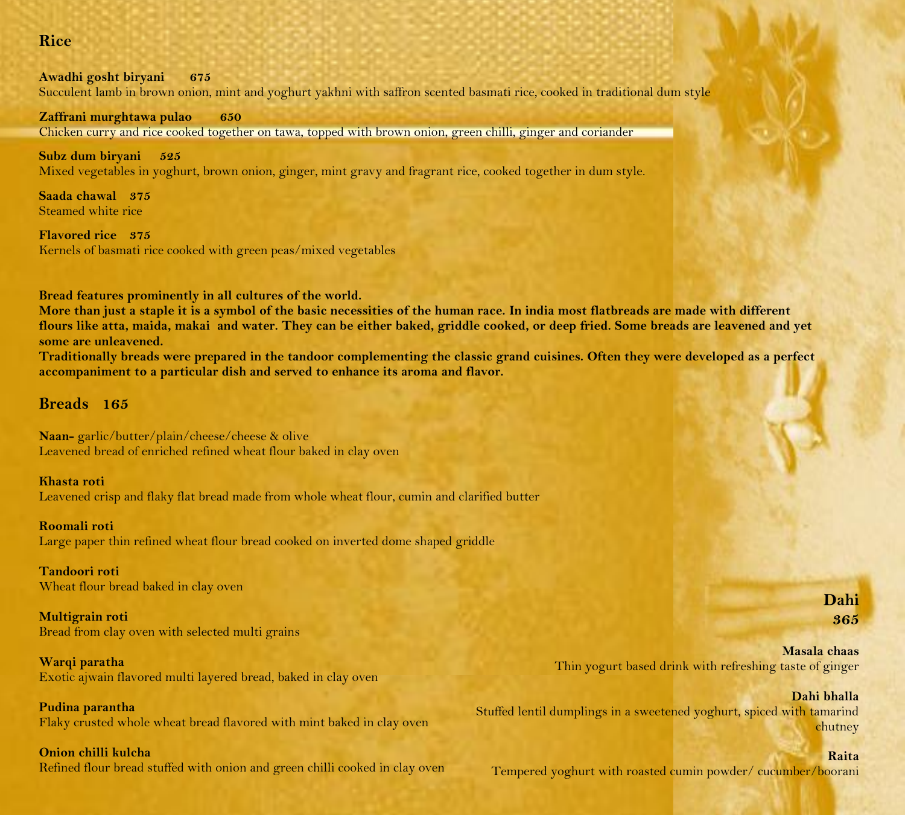## Rice

**Awadhi gosht biryani** ***675***
Succulent lamb in brown onion, mint and yoghurt yakhni with saffron scented basmati rice, cooked in traditional dum style

**Zaffrani murghtawa pulao** ***650***
Chicken curry and rice cooked together on tawa, topped with brown onion, green chilli, ginger and coriander

**Subz dum biryani** ***525***
Mixed vegetables in yoghurt, brown onion, ginger, mint gravy and fragrant rice, cooked together in dum style.

**Saada chawal** ***375***
Steamed white rice

**Flavored rice** ***375***
Kernels of basmati rice cooked with green peas/mixed vegetables

**Bread features prominently in all cultures of the world.**
**More than just a staple it is a symbol of the basic necessities of the human race. In india most flatbreads are made with different flours like atta, maida, makai and water. They can be either baked, griddle cooked, or deep fried. Some breads are leavened and yet some are unleavened.**
**Traditionally breads were prepared in the tandoor complementing the classic grand cuisines. Often they were developed as a perfect accompaniment to a particular dish and served to enhance its aroma and flavor.**

## Breads 165

**Naan-** garlic/butter/plain/cheese/cheese & olive
Leavened bread of enriched refined wheat flour baked in clay oven

**Khasta roti**
Leavened crisp and flaky flat bread made from whole wheat flour, cumin and clarified butter

**Roomali roti**
Large paper thin refined wheat flour bread cooked on inverted dome shaped griddle

**Tandoori roti**
Wheat flour bread baked in clay oven

**Multigrain roti**
Bread from clay oven with selected multi grains

**Warqi paratha**
Exotic ajwain flavored multi layered bread, baked in clay oven

**Pudina parantha**
Flaky crusted whole wheat bread flavored with mint baked in clay oven

**Onion chilli kulcha**
Refined flour bread stuffed with onion and green chilli cooked in clay oven

## Dahi
***365***

**Masala chaas**
Thin yogurt based drink with refreshing taste of ginger

**Dahi bhalla**
Stuffed lentil dumplings in a sweetened yoghurt, spiced with tamarind chutney

**Raita**
Tempered yoghurt with roasted cumin powder/ cucumber/boorani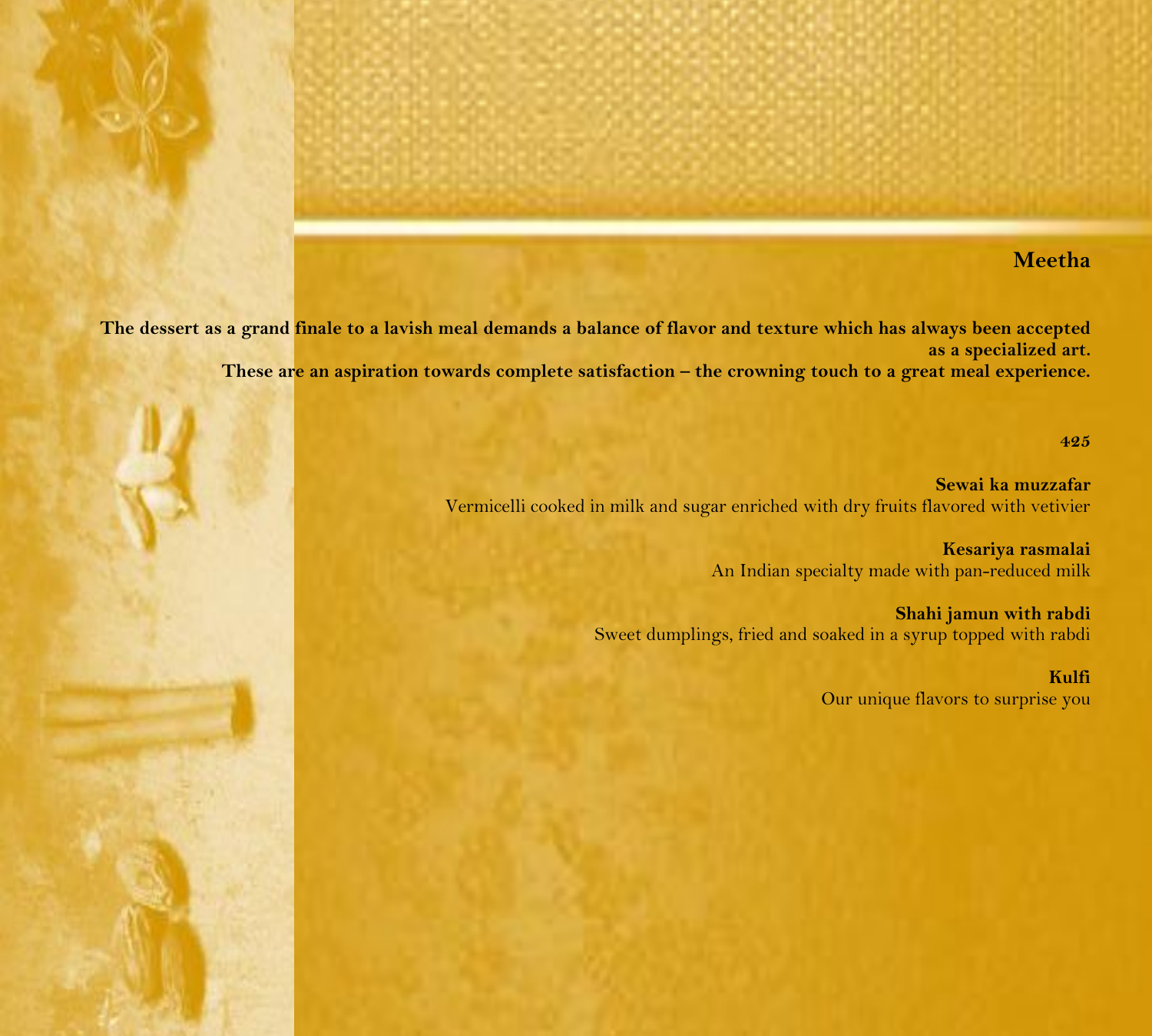## Meetha

**The dessert as a grand finale to a lavish meal demands a balance of flavor and texture which has always been accepted as a specialized art.**
**These are an aspiration towards complete satisfaction – the crowning touch to a great meal experience.**

**425**

**Sewai ka muzzafar**
Vermicelli cooked in milk and sugar enriched with dry fruits flavored with vetivier

**Kesariya rasmalai**
An Indian specialty made with pan-reduced milk

**Shahi jamun with rabdi**
Sweet dumplings, fried and soaked in a syrup topped with rabdi

**Kulfi**
Our unique flavors to surprise you